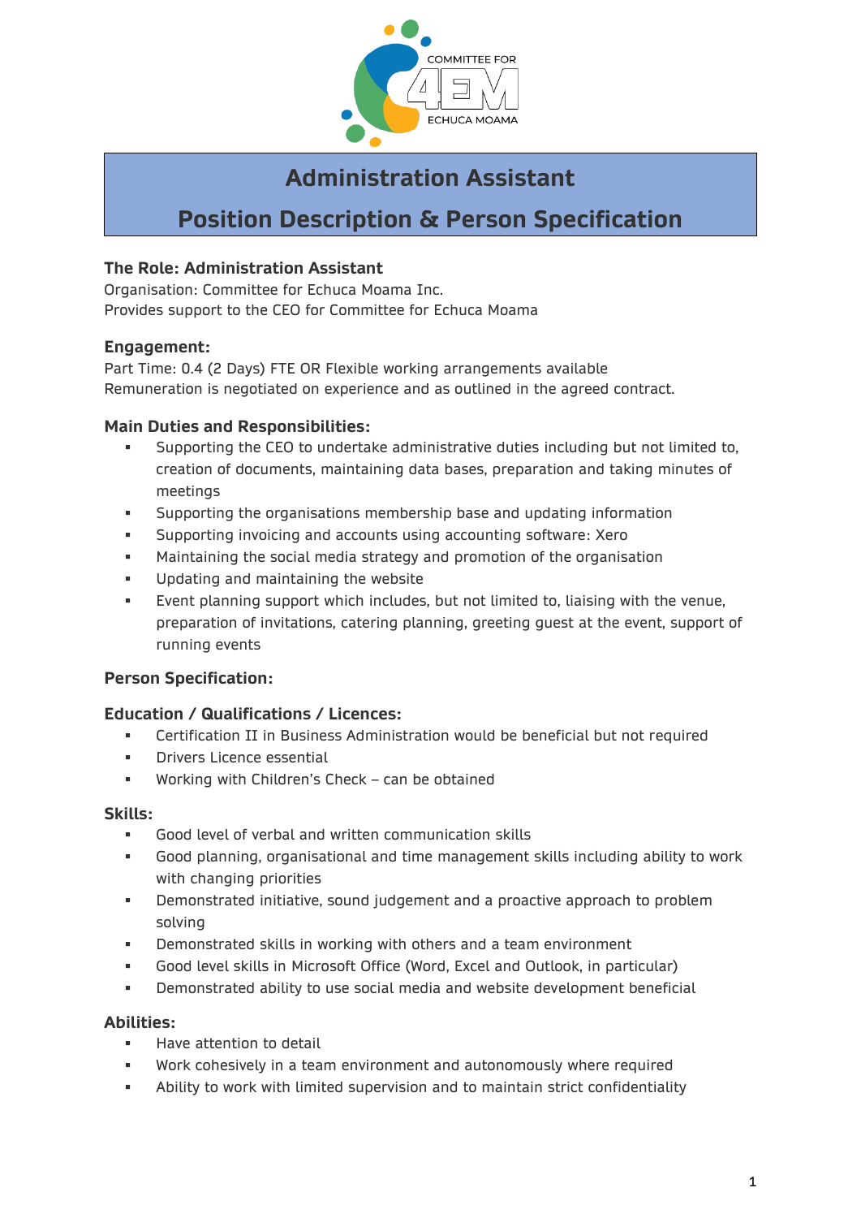# Administration Assistant

# Position Description & Person Specification

### The Role: Administration Assistant

Organisation: Committee for Echuca Moama Inc.
Provides support to the CEO for Committee for Echuca Moama

### Engagement:

Part Time: 0.4 (2 Days) FTE OR Flexible working arrangements available
Remuneration is negotiated on experience and as outlined in the agreed contract.

### Main Duties and Responsibilities:

- Supporting the CEO to undertake administrative duties including but not limited to, creation of documents, maintaining data bases, preparation and taking minutes of meetings
- Supporting the organisations membership base and updating information
- Supporting invoicing and accounts using accounting software: Xero
- Maintaining the social media strategy and promotion of the organisation
- Updating and maintaining the website
- Event planning support which includes, but not limited to, liaising with the venue, preparation of invitations, catering planning, greeting guest at the event, support of running events

### Person Specification:

### Education / Qualifications / Licences:

- Certification II in Business Administration would be beneficial but not required
- Drivers Licence essential
- Working with Children's Check – can be obtained

### Skills:

- Good level of verbal and written communication skills
- Good planning, organisational and time management skills including ability to work with changing priorities
- Demonstrated initiative, sound judgement and a proactive approach to problem solving
- Demonstrated skills in working with others and a team environment
- Good level skills in Microsoft Office (Word, Excel and Outlook, in particular)
- Demonstrated ability to use social media and website development beneficial

### Abilities:

- Have attention to detail
- Work cohesively in a team environment and autonomously where required
- Ability to work with limited supervision and to maintain strict confidentiality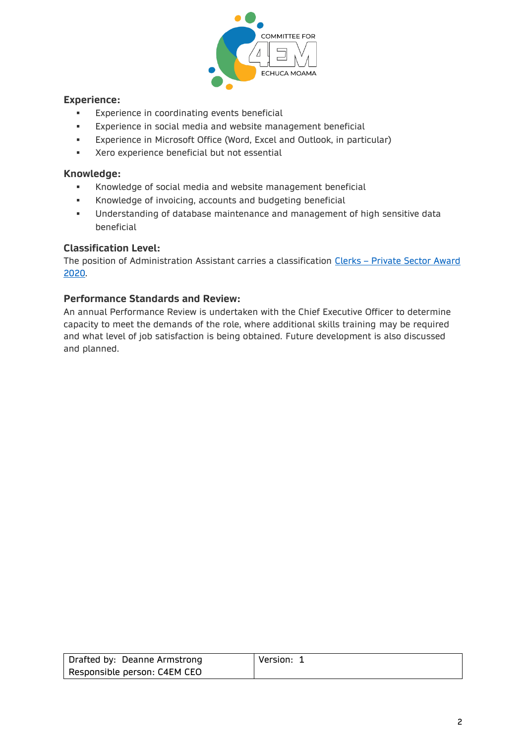### Experience:

- Experience in coordinating events beneficial
- Experience in social media and website management beneficial
- Experience in Microsoft Office (Word, Excel and Outlook, in particular)
- Xero experience beneficial but not essential

### Knowledge:

- Knowledge of social media and website management beneficial
- Knowledge of invoicing, accounts and budgeting beneficial
- Understanding of database maintenance and management of high sensitive data beneficial

### Classification Level:

The position of Administration Assistant carries a classification Clerks – Private Sector Award 2020.

### Performance Standards and Review:

An annual Performance Review is undertaken with the Chief Executive Officer to determine capacity to meet the demands of the role, where additional skills training may be required and what level of job satisfaction is being obtained. Future development is also discussed and planned.

| | |
|---|---|
| Drafted by: Deanne Armstrong<br>Responsible person: C4EM CEO | Version: 1 |